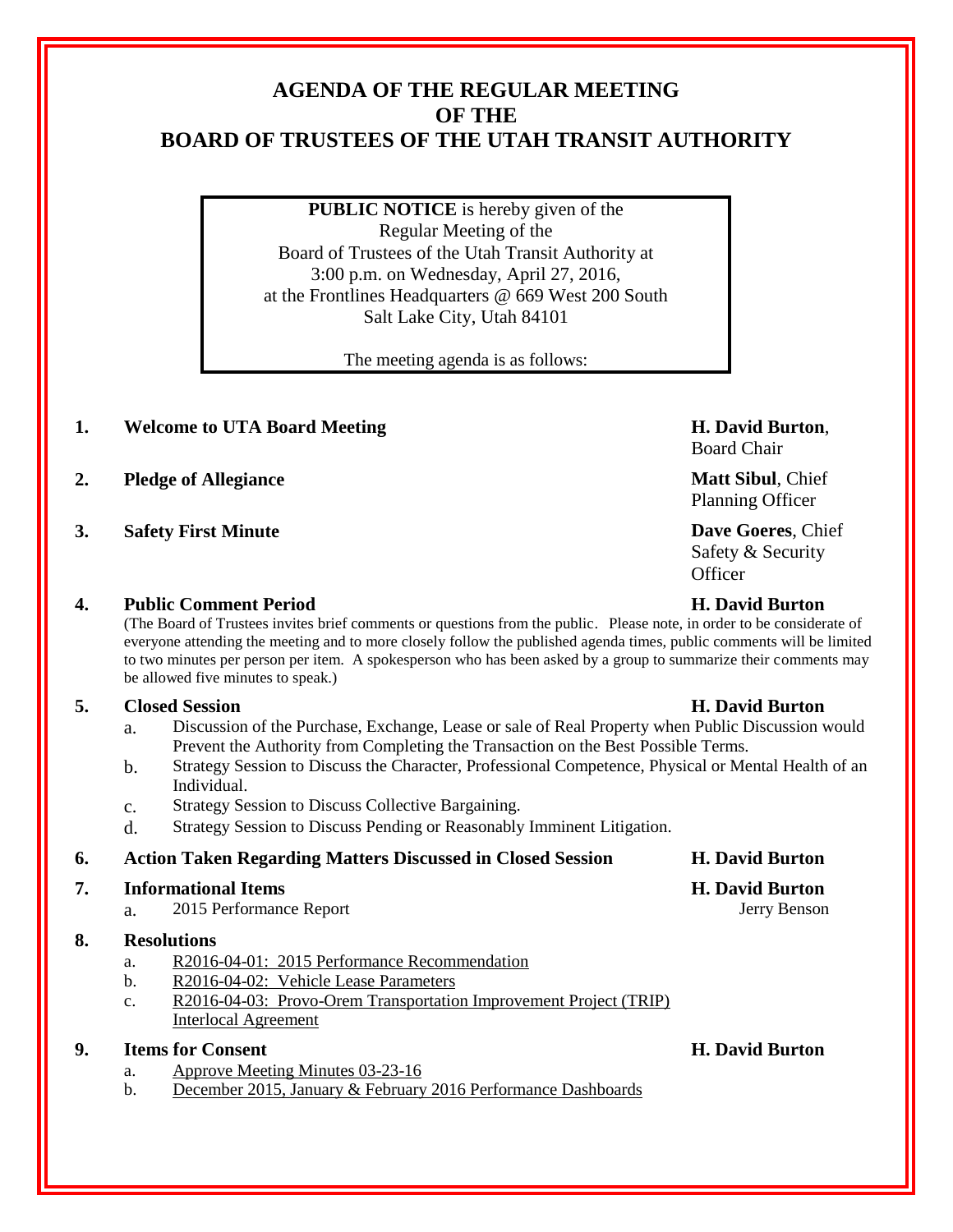# AGENDA OF THE REGULAR MEETING OF THE BOARD OF TRUSTEES OF THE UTAH TRANSIT AUTHORITY

**PUBLIC NOTICE** is hereby given of the Regular Meeting of the Board of Trustees of the Utah Transit Authority at 3:00 p.m. on Wednesday, April 27, 2016, at the Frontlines Headquarters @ 669 West 200 South Salt Lake City, Utah 84101

The meeting agenda is as follows:

1. **Welcome to UTA Board Meeting** — **H. David Burton**, Board Chair

2. **Pledge of Allegiance** — **Matt Sibul**, Chief Planning Officer

3. **Safety First Minute** — **Dave Goeres**, Chief Safety & Security Officer

4. **Public Comment Period** — **H. David Burton**

   (The Board of Trustees invites brief comments or questions from the public. Please note, in order to be considerate of everyone attending the meeting and to more closely follow the published agenda times, public comments will be limited to two minutes per person per item. A spokesperson who has been asked by a group to summarize their comments may be allowed five minutes to speak.)

5. **Closed Session** — **H. David Burton**
   a. Discussion of the Purchase, Exchange, Lease or sale of Real Property when Public Discussion would Prevent the Authority from Completing the Transaction on the Best Possible Terms.
   b. Strategy Session to Discuss the Character, Professional Competence, Physical or Mental Health of an Individual.
   c. Strategy Session to Discuss Collective Bargaining.
   d. Strategy Session to Discuss Pending or Reasonably Imminent Litigation.

6. **Action Taken Regarding Matters Discussed in Closed Session** — **H. David Burton**

7. **Informational Items** — **H. David Burton**
   a. 2015 Performance Report — Jerry Benson

8. **Resolutions**
   a. R2016-04-01: 2015 Performance Recommendation
   b. R2016-04-02: Vehicle Lease Parameters
   c. R2016-04-03: Provo-Orem Transportation Improvement Project (TRIP) Interlocal Agreement

9. **Items for Consent** — **H. David Burton**
   a. Approve Meeting Minutes 03-23-16
   b. December 2015, January & February 2016 Performance Dashboards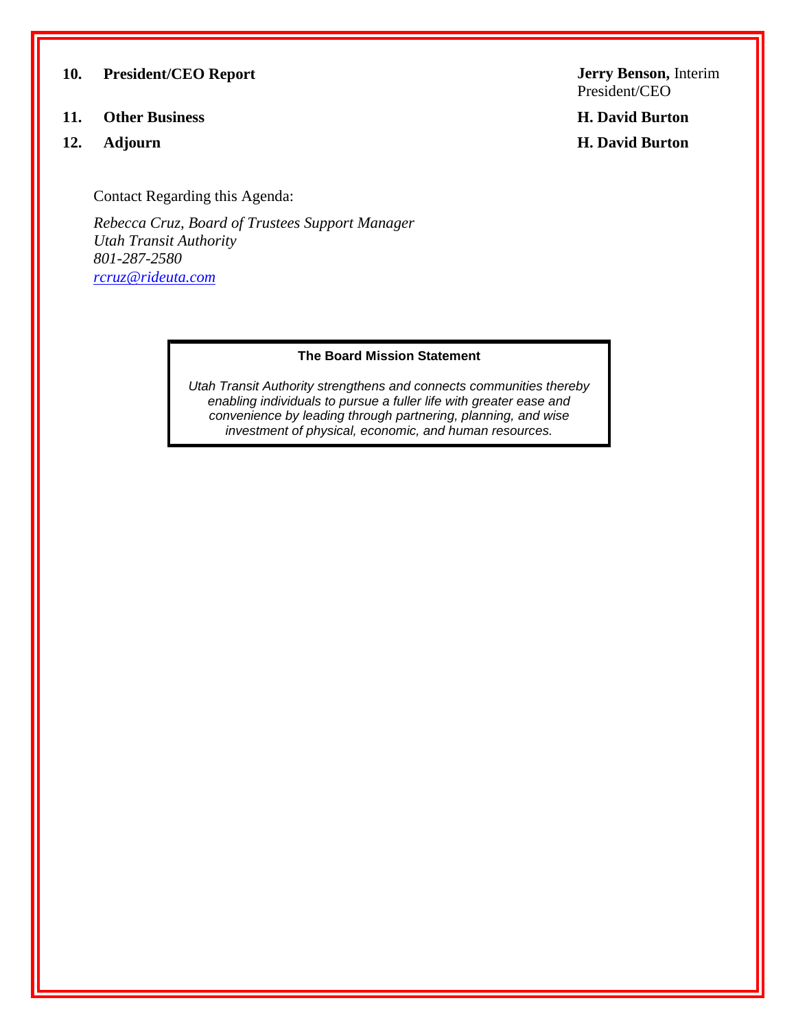10. **President/CEO Report** — **Jerry Benson,** Interim President/CEO

11. **Other Business** — **H. David Burton**

12. **Adjourn** — **H. David Burton**

Contact Regarding this Agenda:

*Rebecca Cruz, Board of Trustees Support Manager*
*Utah Transit Authority*
*801-287-2580*
*rcruz@rideuta.com*

**The Board Mission Statement**

*Utah Transit Authority strengthens and connects communities thereby enabling individuals to pursue a fuller life with greater ease and convenience by leading through partnering, planning, and wise investment of physical, economic, and human resources.*